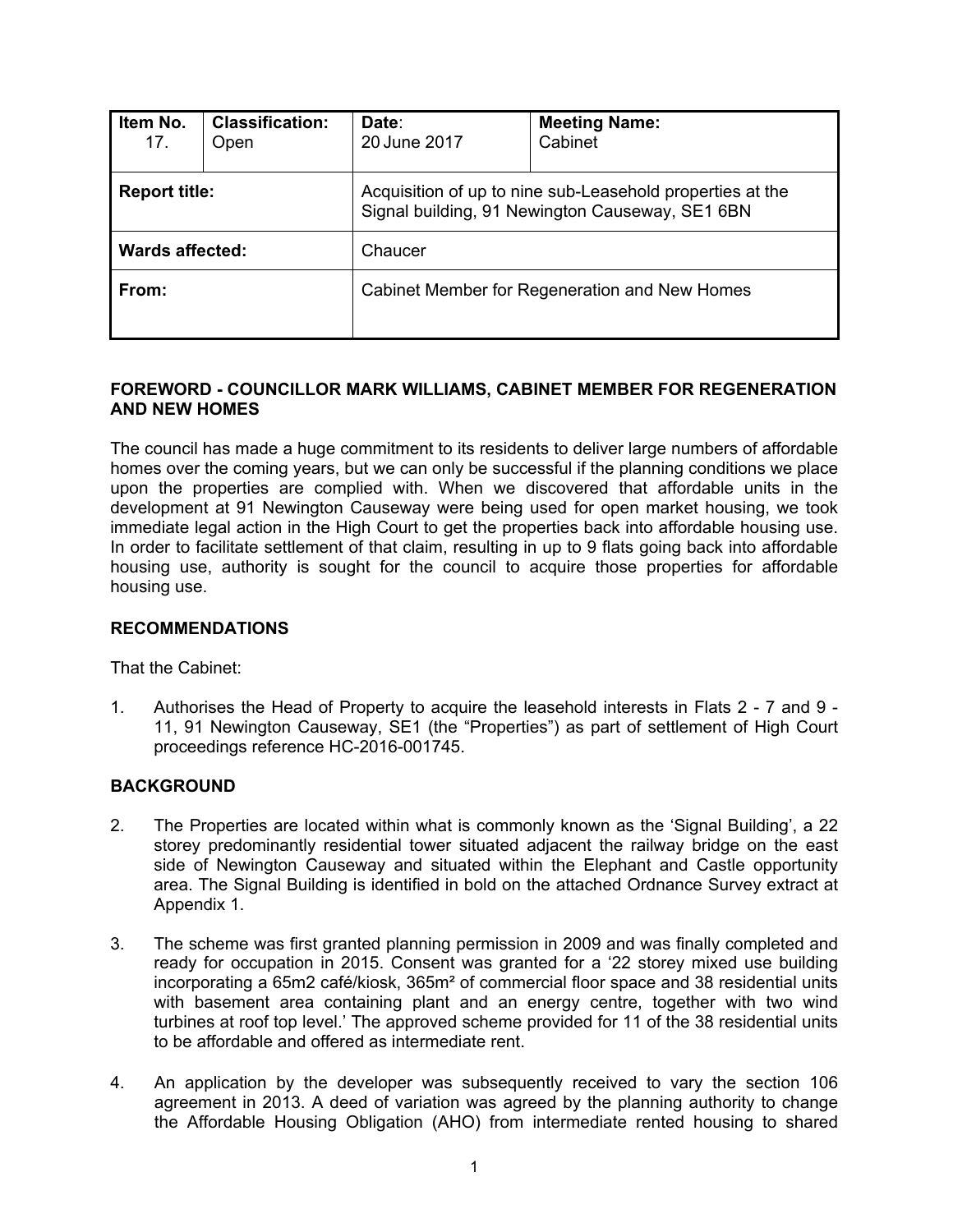| Item No. 17. | Classification: Open | Date: 20 June 2017 | Meeting Name: Cabinet |
|---|---|---|---|
| **Report title:** | | Acquisition of up to nine sub-Leasehold properties at the Signal building, 91 Newington Causeway, SE1 6BN | |
| **Wards affected:** | | Chaucer | |
| **From:** | | Cabinet Member for Regeneration and New Homes | |

**FOREWORD - COUNCILLOR MARK WILLIAMS, CABINET MEMBER FOR REGENERATION AND NEW HOMES**

The council has made a huge commitment to its residents to deliver large numbers of affordable homes over the coming years, but we can only be successful if the planning conditions we place upon the properties are complied with. When we discovered that affordable units in the development at 91 Newington Causeway were being used for open market housing, we took immediate legal action in the High Court to get the properties back into affordable housing use. In order to facilitate settlement of that claim, resulting in up to 9 flats going back into affordable housing use, authority is sought for the council to acquire those properties for affordable housing use.

**RECOMMENDATIONS**

That the Cabinet:

1. Authorises the Head of Property to acquire the leasehold interests in Flats 2 - 7 and 9 - 11, 91 Newington Causeway, SE1 (the "Properties") as part of settlement of High Court proceedings reference HC-2016-001745.

**BACKGROUND**

2. The Properties are located within what is commonly known as the 'Signal Building', a 22 storey predominantly residential tower situated adjacent the railway bridge on the east side of Newington Causeway and situated within the Elephant and Castle opportunity area. The Signal Building is identified in bold on the attached Ordnance Survey extract at Appendix 1.

3. The scheme was first granted planning permission in 2009 and was finally completed and ready for occupation in 2015. Consent was granted for a '22 storey mixed use building incorporating a 65m2 café/kiosk, 365m² of commercial floor space and 38 residential units with basement area containing plant and an energy centre, together with two wind turbines at roof top level.' The approved scheme provided for 11 of the 38 residential units to be affordable and offered as intermediate rent.

4. An application by the developer was subsequently received to vary the section 106 agreement in 2013. A deed of variation was agreed by the planning authority to change the Affordable Housing Obligation (AHO) from intermediate rented housing to shared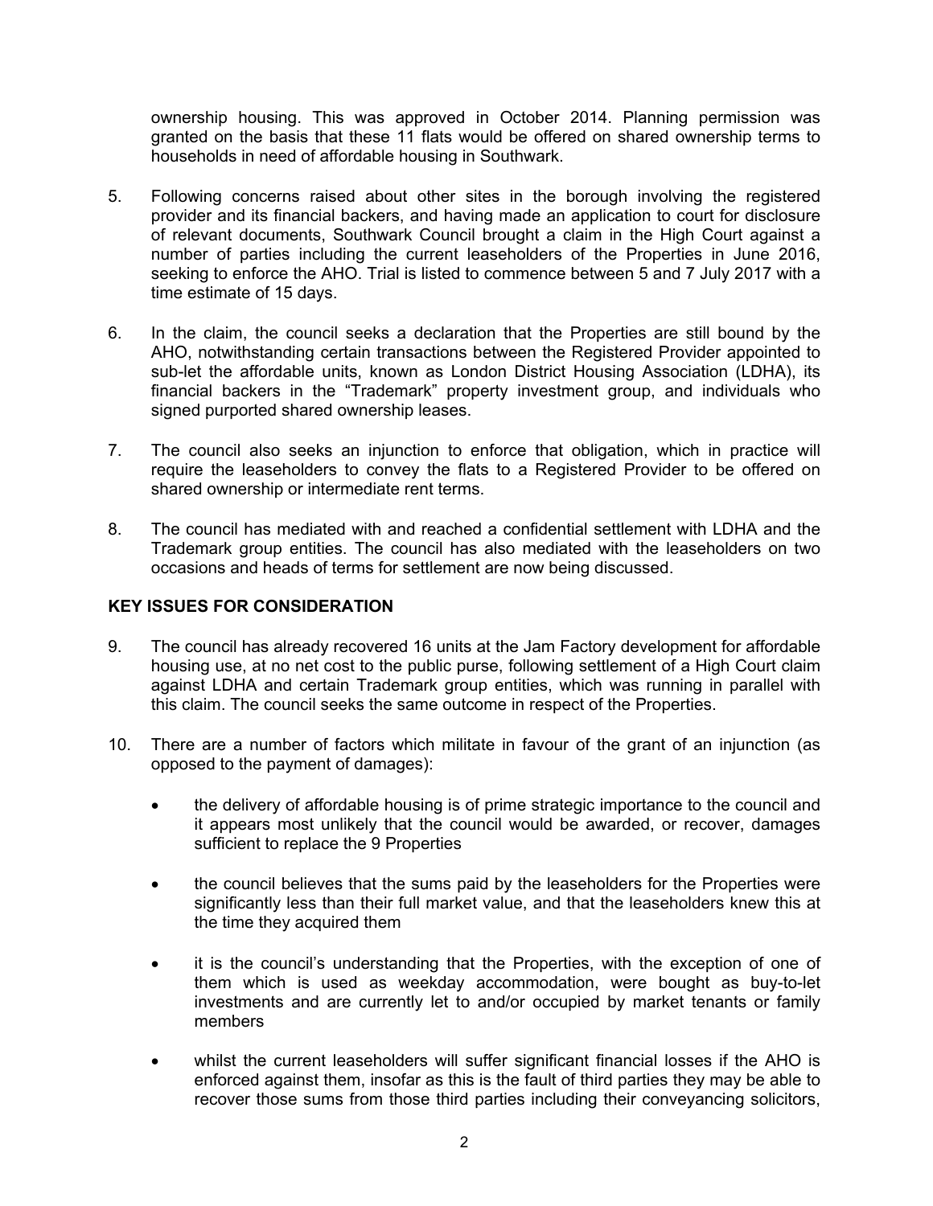ownership housing. This was approved in October 2014. Planning permission was granted on the basis that these 11 flats would be offered on shared ownership terms to households in need of affordable housing in Southwark.

5. Following concerns raised about other sites in the borough involving the registered provider and its financial backers, and having made an application to court for disclosure of relevant documents, Southwark Council brought a claim in the High Court against a number of parties including the current leaseholders of the Properties in June 2016, seeking to enforce the AHO. Trial is listed to commence between 5 and 7 July 2017 with a time estimate of 15 days.

6. In the claim, the council seeks a declaration that the Properties are still bound by the AHO, notwithstanding certain transactions between the Registered Provider appointed to sub-let the affordable units, known as London District Housing Association (LDHA), its financial backers in the "Trademark" property investment group, and individuals who signed purported shared ownership leases.

7. The council also seeks an injunction to enforce that obligation, which in practice will require the leaseholders to convey the flats to a Registered Provider to be offered on shared ownership or intermediate rent terms.

8. The council has mediated with and reached a confidential settlement with LDHA and the Trademark group entities. The council has also mediated with the leaseholders on two occasions and heads of terms for settlement are now being discussed.

## KEY ISSUES FOR CONSIDERATION

9. The council has already recovered 16 units at the Jam Factory development for affordable housing use, at no net cost to the public purse, following settlement of a High Court claim against LDHA and certain Trademark group entities, which was running in parallel with this claim. The council seeks the same outcome in respect of the Properties.

10. There are a number of factors which militate in favour of the grant of an injunction (as opposed to the payment of damages):

    - the delivery of affordable housing is of prime strategic importance to the council and it appears most unlikely that the council would be awarded, or recover, damages sufficient to replace the 9 Properties

    - the council believes that the sums paid by the leaseholders for the Properties were significantly less than their full market value, and that the leaseholders knew this at the time they acquired them

    - it is the council's understanding that the Properties, with the exception of one of them which is used as weekday accommodation, were bought as buy-to-let investments and are currently let to and/or occupied by market tenants or family members

    - whilst the current leaseholders will suffer significant financial losses if the AHO is enforced against them, insofar as this is the fault of third parties they may be able to recover those sums from those third parties including their conveyancing solicitors,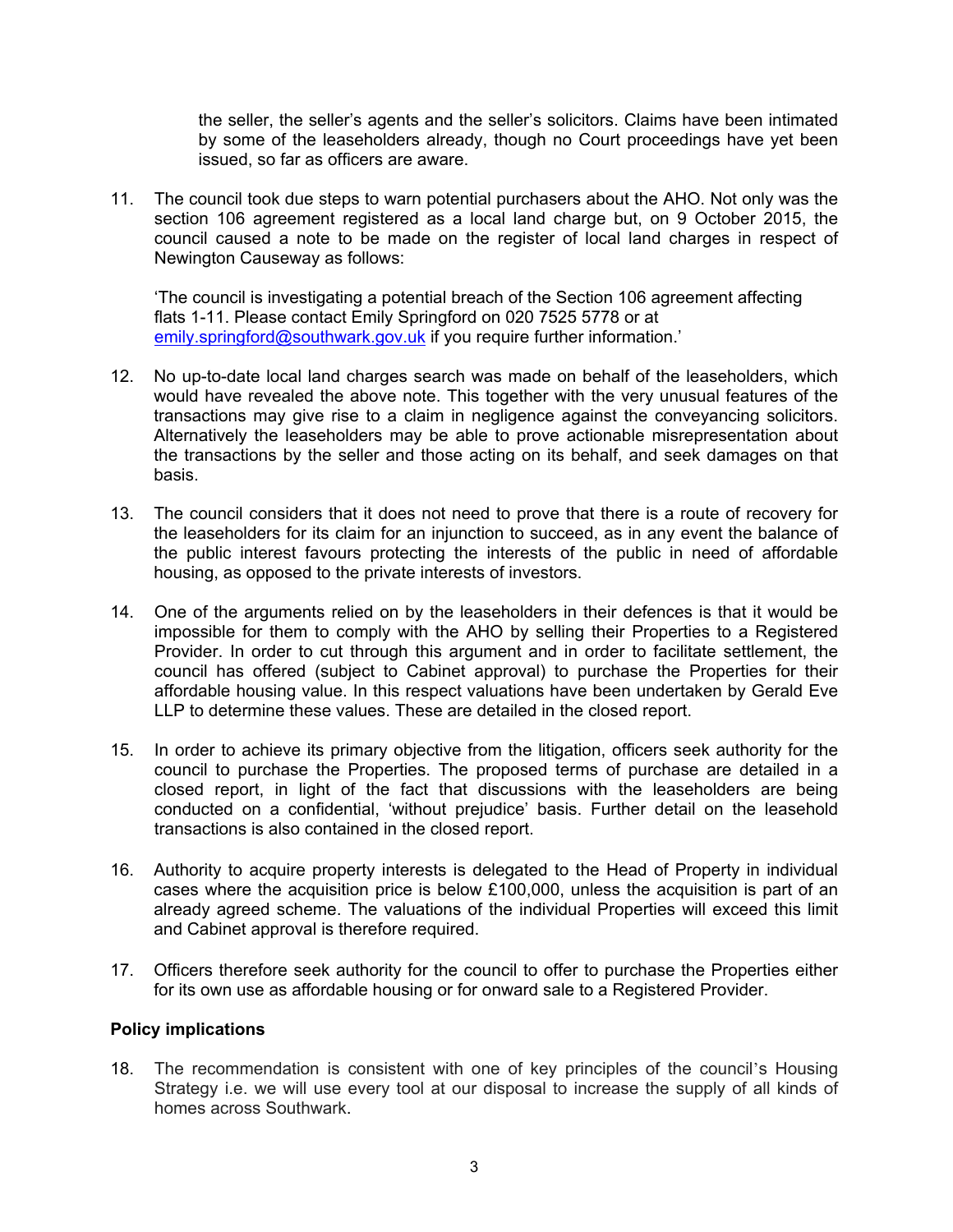the seller, the seller's agents and the seller's solicitors. Claims have been intimated by some of the leaseholders already, though no Court proceedings have yet been issued, so far as officers are aware.

11. The council took due steps to warn potential purchasers about the AHO. Not only was the section 106 agreement registered as a local land charge but, on 9 October 2015, the council caused a note to be made on the register of local land charges in respect of Newington Causeway as follows:

    'The council is investigating a potential breach of the Section 106 agreement affecting flats 1-11. Please contact Emily Springford on 020 7525 5778 or at emily.springford@southwark.gov.uk if you require further information.'

12. No up-to-date local land charges search was made on behalf of the leaseholders, which would have revealed the above note. This together with the very unusual features of the transactions may give rise to a claim in negligence against the conveyancing solicitors. Alternatively the leaseholders may be able to prove actionable misrepresentation about the transactions by the seller and those acting on its behalf, and seek damages on that basis.

13. The council considers that it does not need to prove that there is a route of recovery for the leaseholders for its claim for an injunction to succeed, as in any event the balance of the public interest favours protecting the interests of the public in need of affordable housing, as opposed to the private interests of investors.

14. One of the arguments relied on by the leaseholders in their defences is that it would be impossible for them to comply with the AHO by selling their Properties to a Registered Provider. In order to cut through this argument and in order to facilitate settlement, the council has offered (subject to Cabinet approval) to purchase the Properties for their affordable housing value. In this respect valuations have been undertaken by Gerald Eve LLP to determine these values. These are detailed in the closed report.

15. In order to achieve its primary objective from the litigation, officers seek authority for the council to purchase the Properties. The proposed terms of purchase are detailed in a closed report, in light of the fact that discussions with the leaseholders are being conducted on a confidential, 'without prejudice' basis. Further detail on the leasehold transactions is also contained in the closed report.

16. Authority to acquire property interests is delegated to the Head of Property in individual cases where the acquisition price is below £100,000, unless the acquisition is part of an already agreed scheme. The valuations of the individual Properties will exceed this limit and Cabinet approval is therefore required.

17. Officers therefore seek authority for the council to offer to purchase the Properties either for its own use as affordable housing or for onward sale to a Registered Provider.

## Policy implications

18. The recommendation is consistent with one of key principles of the council's Housing Strategy i.e. we will use every tool at our disposal to increase the supply of all kinds of homes across Southwark.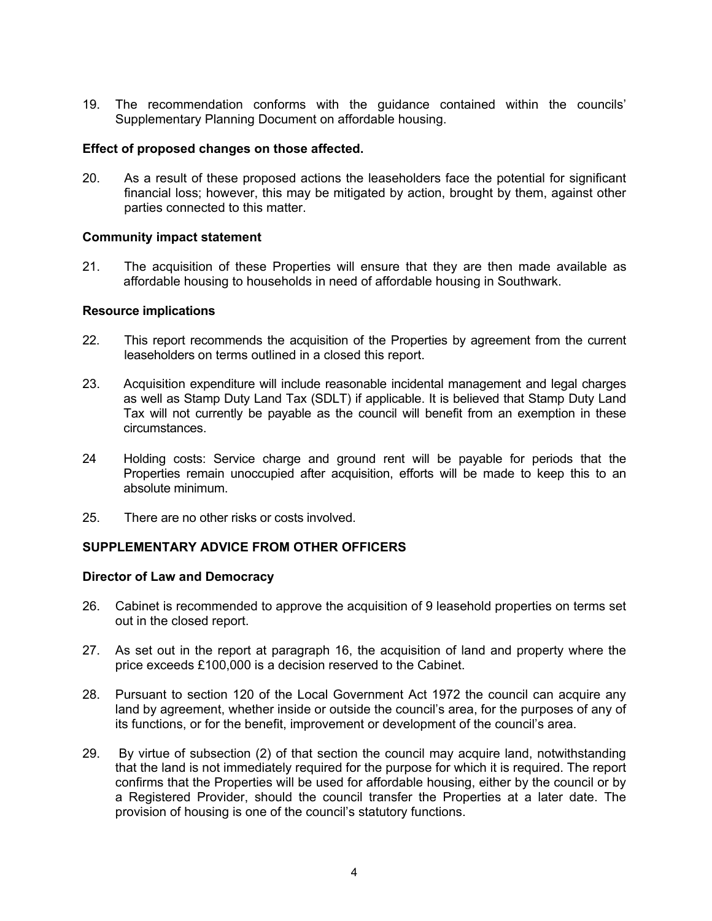19. The recommendation conforms with the guidance contained within the councils' Supplementary Planning Document on affordable housing.

**Effect of proposed changes on those affected.**

20. As a result of these proposed actions the leaseholders face the potential for significant financial loss; however, this may be mitigated by action, brought by them, against other parties connected to this matter.

**Community impact statement**

21. The acquisition of these Properties will ensure that they are then made available as affordable housing to households in need of affordable housing in Southwark.

**Resource implications**

22. This report recommends the acquisition of the Properties by agreement from the current leaseholders on terms outlined in a closed this report.

23. Acquisition expenditure will include reasonable incidental management and legal charges as well as Stamp Duty Land Tax (SDLT) if applicable. It is believed that Stamp Duty Land Tax will not currently be payable as the council will benefit from an exemption in these circumstances.

24 Holding costs: Service charge and ground rent will be payable for periods that the Properties remain unoccupied after acquisition, efforts will be made to keep this to an absolute minimum.

25. There are no other risks or costs involved.

## SUPPLEMENTARY ADVICE FROM OTHER OFFICERS

**Director of Law and Democracy**

26. Cabinet is recommended to approve the acquisition of 9 leasehold properties on terms set out in the closed report.

27. As set out in the report at paragraph 16, the acquisition of land and property where the price exceeds £100,000 is a decision reserved to the Cabinet.

28. Pursuant to section 120 of the Local Government Act 1972 the council can acquire any land by agreement, whether inside or outside the council's area, for the purposes of any of its functions, or for the benefit, improvement or development of the council's area.

29. By virtue of subsection (2) of that section the council may acquire land, notwithstanding that the land is not immediately required for the purpose for which it is required. The report confirms that the Properties will be used for affordable housing, either by the council or by a Registered Provider, should the council transfer the Properties at a later date. The provision of housing is one of the council's statutory functions.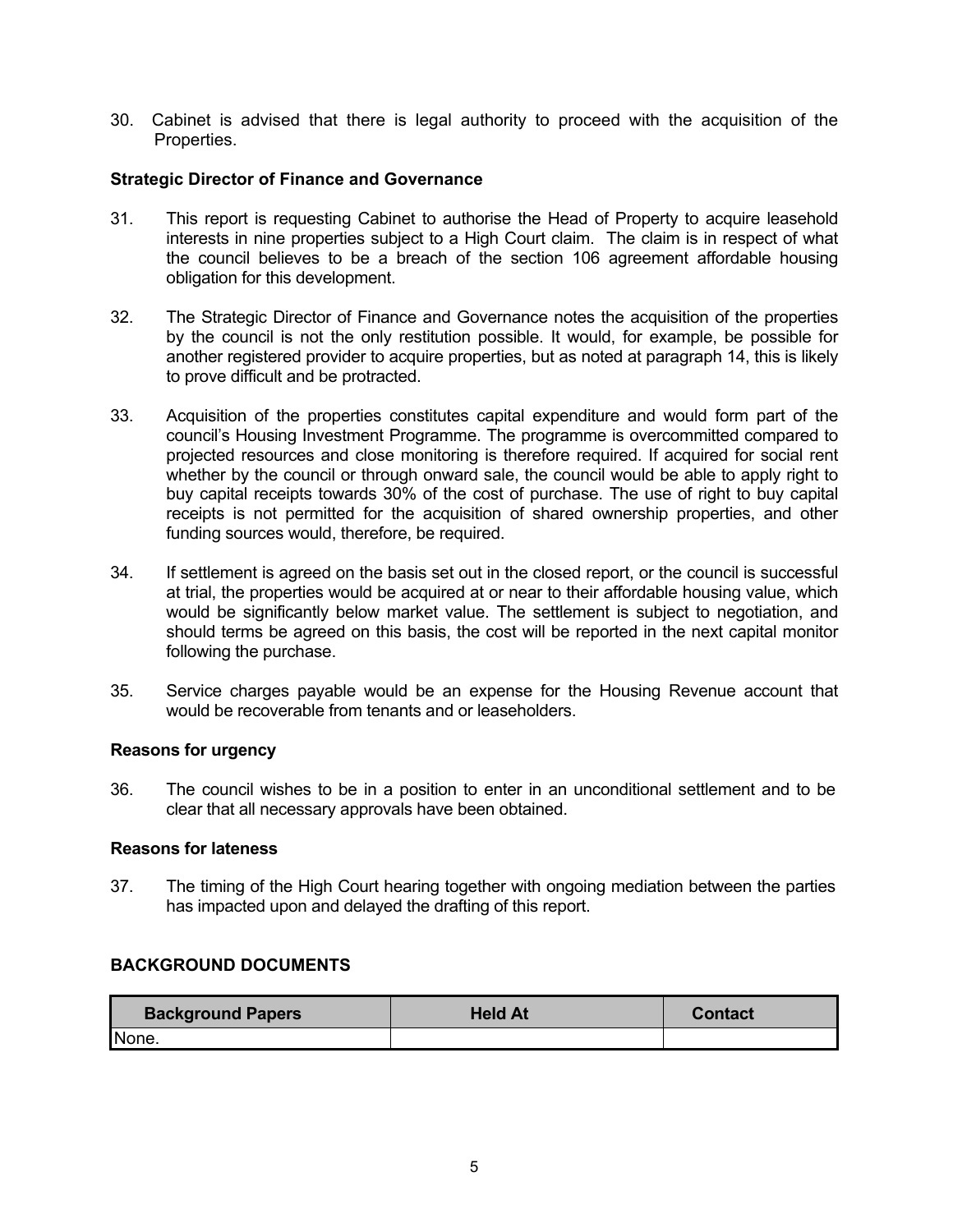30. Cabinet is advised that there is legal authority to proceed with the acquisition of the Properties.

**Strategic Director of Finance and Governance**

31. This report is requesting Cabinet to authorise the Head of Property to acquire leasehold interests in nine properties subject to a High Court claim. The claim is in respect of what the council believes to be a breach of the section 106 agreement affordable housing obligation for this development.

32. The Strategic Director of Finance and Governance notes the acquisition of the properties by the council is not the only restitution possible. It would, for example, be possible for another registered provider to acquire properties, but as noted at paragraph 14, this is likely to prove difficult and be protracted.

33. Acquisition of the properties constitutes capital expenditure and would form part of the council's Housing Investment Programme. The programme is overcommitted compared to projected resources and close monitoring is therefore required. If acquired for social rent whether by the council or through onward sale, the council would be able to apply right to buy capital receipts towards 30% of the cost of purchase. The use of right to buy capital receipts is not permitted for the acquisition of shared ownership properties, and other funding sources would, therefore, be required.

34. If settlement is agreed on the basis set out in the closed report, or the council is successful at trial, the properties would be acquired at or near to their affordable housing value, which would be significantly below market value. The settlement is subject to negotiation, and should terms be agreed on this basis, the cost will be reported in the next capital monitor following the purchase.

35. Service charges payable would be an expense for the Housing Revenue account that would be recoverable from tenants and or leaseholders.

**Reasons for urgency**

36. The council wishes to be in a position to enter in an unconditional settlement and to be clear that all necessary approvals have been obtained.

**Reasons for lateness**

37. The timing of the High Court hearing together with ongoing mediation between the parties has impacted upon and delayed the drafting of this report.

## BACKGROUND DOCUMENTS

| Background Papers | Held At | Contact |
|---|---|---|
| None. | | |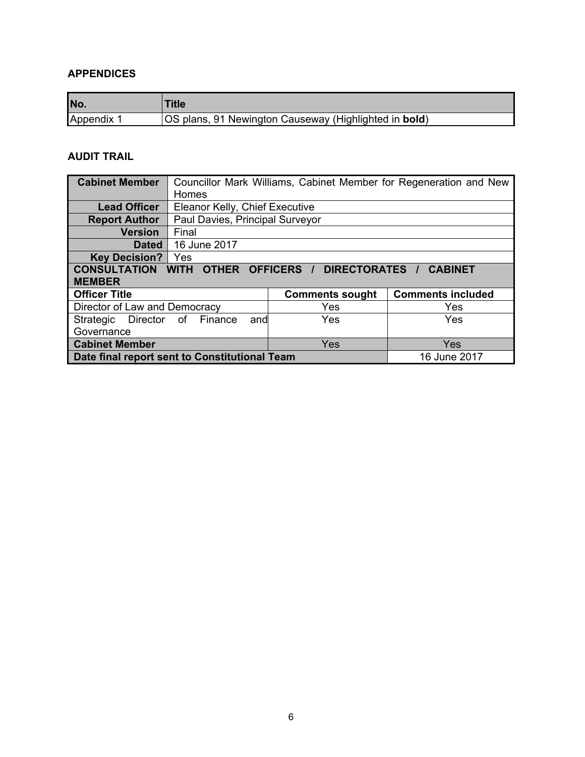## APPENDICES

| No. | Title |
|---|---|
| Appendix 1 | OS plans, 91 Newington Causeway (Highlighted in **bold**) |

## AUDIT TRAIL

| | | | |
|---|---|---|---|
| **Cabinet Member** | Councillor Mark Williams, Cabinet Member for Regeneration and New Homes | | |
| **Lead Officer** | Eleanor Kelly, Chief Executive | | |
| **Report Author** | Paul Davies, Principal Surveyor | | |
| **Version** | Final | | |
| **Dated** | 16 June 2017 | | |
| **Key Decision?** | Yes | | |
| **CONSULTATION WITH OTHER OFFICERS / DIRECTORATES / CABINET MEMBER** | | | |
| **Officer Title** | | **Comments sought** | **Comments included** |
| Director of Law and Democracy | | Yes | Yes |
| Strategic Director of Finance and Governance | | Yes | Yes |
| **Cabinet Member** | | Yes | Yes |
| **Date final report sent to Constitutional Team** | | | 16 June 2017 |